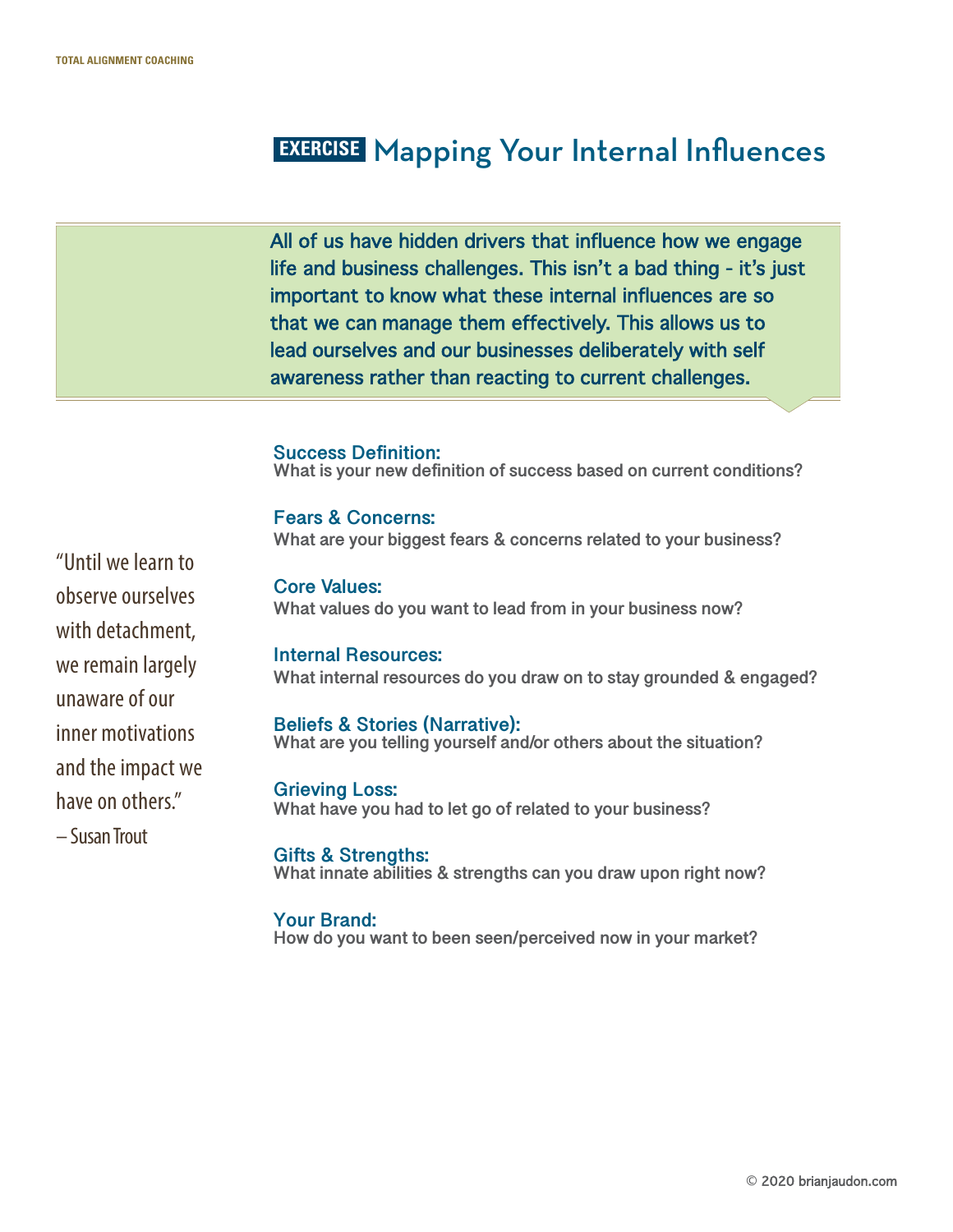# EXERCISE Mapping Your Internal Influences

All of us have hidden drivers that influence how we engage life and business challenges. This isn't a bad thing - it's just important to know what these internal influences are so that we can manage them effectively. This allows us to lead ourselves and our businesses deliberately with self awareness rather than reacting to current challenges.

"Until we learn to observe ourselves with detachment, we remain largely unaware of our inner motivations and the impact we have on others."
– Susan Trout

**Success Definition:**
What is your new definition of success based on current conditions?

**Fears & Concerns:**
What are your biggest fears & concerns related to your business?

**Core Values:**
What values do you want to lead from in your business now?

**Internal Resources:**
What internal resources do you draw on to stay grounded & engaged?

**Beliefs & Stories (Narrative):**
What are you telling yourself and/or others about the situation?

**Grieving Loss:**
What have you had to let go of related to your business?

**Gifts & Strengths:**
What innate abilities & strengths can you draw upon right now?

**Your Brand:**
How do you want to been seen/perceived now in your market?

© 2020 brianjaudon.com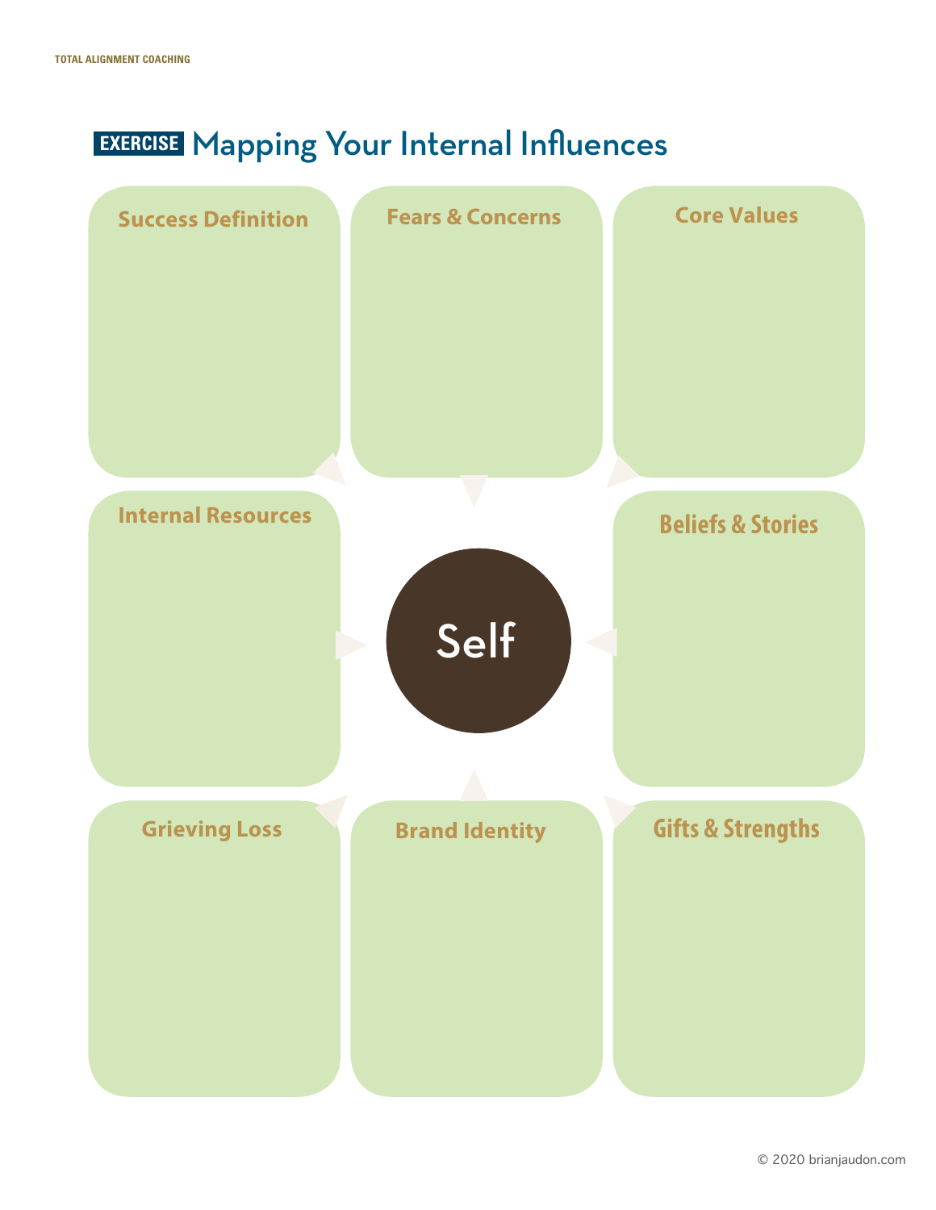## EXERCISE Mapping Your Internal Influences

Success Definition

Fears & Concerns

Core Values

Internal Resources

Self

Beliefs & Stories

Grieving Loss

Brand Identity

Gifts & Strengths

© 2020 brianjaudon.com